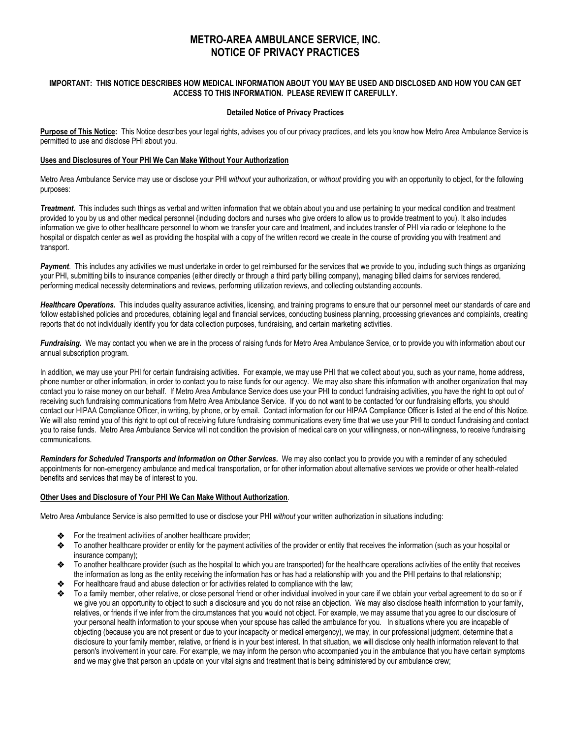# METRO-AREA AMBULANCE SERVICE, INC.
# NOTICE OF PRIVACY PRACTICES

**IMPORTANT: THIS NOTICE DESCRIBES HOW MEDICAL INFORMATION ABOUT YOU MAY BE USED AND DISCLOSED AND HOW YOU CAN GET ACCESS TO THIS INFORMATION. PLEASE REVIEW IT CAREFULLY.**

**Detailed Notice of Privacy Practices**

**Purpose of This Notice:** This Notice describes your legal rights, advises you of our privacy practices, and lets you know how Metro Area Ambulance Service is permitted to use and disclose PHI about you.

**Uses and Disclosures of Your PHI We Can Make Without Your Authorization**

Metro Area Ambulance Service may use or disclose your PHI *without* your authorization, or *without* providing you with an opportunity to object, for the following purposes:

***Treatment.*** This includes such things as verbal and written information that we obtain about you and use pertaining to your medical condition and treatment provided to you by us and other medical personnel (including doctors and nurses who give orders to allow us to provide treatment to you). It also includes information we give to other healthcare personnel to whom we transfer your care and treatment, and includes transfer of PHI via radio or telephone to the hospital or dispatch center as well as providing the hospital with a copy of the written record we create in the course of providing you with treatment and transport.

***Payment***. This includes any activities we must undertake in order to get reimbursed for the services that we provide to you, including such things as organizing your PHI, submitting bills to insurance companies (either directly or through a third party billing company), managing billed claims for services rendered, performing medical necessity determinations and reviews, performing utilization reviews, and collecting outstanding accounts.

***Healthcare Operations.*** This includes quality assurance activities, licensing, and training programs to ensure that our personnel meet our standards of care and follow established policies and procedures, obtaining legal and financial services, conducting business planning, processing grievances and complaints, creating reports that do not individually identify you for data collection purposes, fundraising, and certain marketing activities.

***Fundraising.*** We may contact you when we are in the process of raising funds for Metro Area Ambulance Service, or to provide you with information about our annual subscription program.

In addition, we may use your PHI for certain fundraising activities. For example, we may use PHI that we collect about you, such as your name, home address, phone number or other information, in order to contact you to raise funds for our agency. We may also share this information with another organization that may contact you to raise money on our behalf. If Metro Area Ambulance Service does use your PHI to conduct fundraising activities, you have the right to opt out of receiving such fundraising communications from Metro Area Ambulance Service. If you do not want to be contacted for our fundraising efforts, you should contact our HIPAA Compliance Officer, in writing, by phone, or by email. Contact information for our HIPAA Compliance Officer is listed at the end of this Notice. We will also remind you of this right to opt out of receiving future fundraising communications every time that we use your PHI to conduct fundraising and contact you to raise funds. Metro Area Ambulance Service will not condition the provision of medical care on your willingness, or non-willingness, to receive fundraising communications.

***Reminders for Scheduled Transports and Information on Other Services.*** We may also contact you to provide you with a reminder of any scheduled appointments for non-emergency ambulance and medical transportation, or for other information about alternative services we provide or other health-related benefits and services that may be of interest to you.

**Other Uses and Disclosure of Your PHI We Can Make Without Authorization**.

Metro Area Ambulance Service is also permitted to use or disclose your PHI *without* your written authorization in situations including:

- For the treatment activities of another healthcare provider;
- To another healthcare provider or entity for the payment activities of the provider or entity that receives the information (such as your hospital or insurance company);
- To another healthcare provider (such as the hospital to which you are transported) for the healthcare operations activities of the entity that receives the information as long as the entity receiving the information has or has had a relationship with you and the PHI pertains to that relationship;
- For healthcare fraud and abuse detection or for activities related to compliance with the law;
- To a family member, other relative, or close personal friend or other individual involved in your care if we obtain your verbal agreement to do so or if we give you an opportunity to object to such a disclosure and you do not raise an objection. We may also disclose health information to your family, relatives, or friends if we infer from the circumstances that you would not object. For example, we may assume that you agree to our disclosure of your personal health information to your spouse when your spouse has called the ambulance for you. In situations where you are incapable of objecting (because you are not present or due to your incapacity or medical emergency), we may, in our professional judgment, determine that a disclosure to your family member, relative, or friend is in your best interest. In that situation, we will disclose only health information relevant to that person's involvement in your care. For example, we may inform the person who accompanied you in the ambulance that you have certain symptoms and we may give that person an update on your vital signs and treatment that is being administered by our ambulance crew;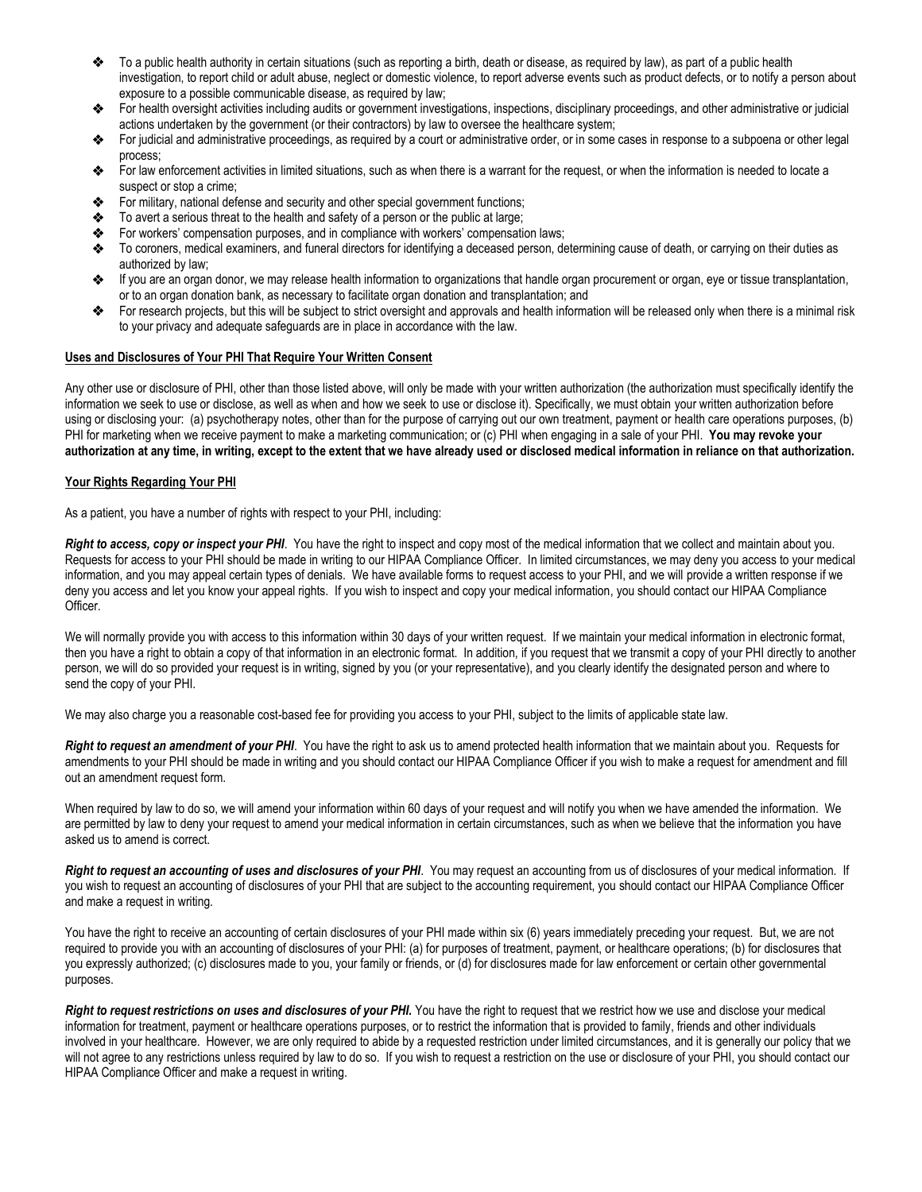- To a public health authority in certain situations (such as reporting a birth, death or disease, as required by law), as part of a public health investigation, to report child or adult abuse, neglect or domestic violence, to report adverse events such as product defects, or to notify a person about exposure to a possible communicable disease, as required by law;
- For health oversight activities including audits or government investigations, inspections, disciplinary proceedings, and other administrative or judicial actions undertaken by the government (or their contractors) by law to oversee the healthcare system;
- For judicial and administrative proceedings, as required by a court or administrative order, or in some cases in response to a subpoena or other legal process;
- For law enforcement activities in limited situations, such as when there is a warrant for the request, or when the information is needed to locate a suspect or stop a crime;
- For military, national defense and security and other special government functions;
- To avert a serious threat to the health and safety of a person or the public at large;
- For workers' compensation purposes, and in compliance with workers' compensation laws;
- To coroners, medical examiners, and funeral directors for identifying a deceased person, determining cause of death, or carrying on their duties as authorized by law;
- If you are an organ donor, we may release health information to organizations that handle organ procurement or organ, eye or tissue transplantation, or to an organ donation bank, as necessary to facilitate organ donation and transplantation; and
- For research projects, but this will be subject to strict oversight and approvals and health information will be released only when there is a minimal risk to your privacy and adequate safeguards are in place in accordance with the law.

**Uses and Disclosures of Your PHI That Require Your Written Consent**

Any other use or disclosure of PHI, other than those listed above, will only be made with your written authorization (the authorization must specifically identify the information we seek to use or disclose, as well as when and how we seek to use or disclose it). Specifically, we must obtain your written authorization before using or disclosing your: (a) psychotherapy notes, other than for the purpose of carrying out our own treatment, payment or health care operations purposes, (b) PHI for marketing when we receive payment to make a marketing communication; or (c) PHI when engaging in a sale of your PHI. **You may revoke your authorization at any time, in writing, except to the extent that we have already used or disclosed medical information in reliance on that authorization.**

**Your Rights Regarding Your PHI**

As a patient, you have a number of rights with respect to your PHI, including:

***Right to access, copy or inspect your PHI***. You have the right to inspect and copy most of the medical information that we collect and maintain about you. Requests for access to your PHI should be made in writing to our HIPAA Compliance Officer. In limited circumstances, we may deny you access to your medical information, and you may appeal certain types of denials. We have available forms to request access to your PHI, and we will provide a written response if we deny you access and let you know your appeal rights. If you wish to inspect and copy your medical information, you should contact our HIPAA Compliance Officer.

We will normally provide you with access to this information within 30 days of your written request. If we maintain your medical information in electronic format, then you have a right to obtain a copy of that information in an electronic format. In addition, if you request that we transmit a copy of your PHI directly to another person, we will do so provided your request is in writing, signed by you (or your representative), and you clearly identify the designated person and where to send the copy of your PHI.

We may also charge you a reasonable cost-based fee for providing you access to your PHI, subject to the limits of applicable state law.

***Right to request an amendment of your PHI***. You have the right to ask us to amend protected health information that we maintain about you. Requests for amendments to your PHI should be made in writing and you should contact our HIPAA Compliance Officer if you wish to make a request for amendment and fill out an amendment request form.

When required by law to do so, we will amend your information within 60 days of your request and will notify you when we have amended the information. We are permitted by law to deny your request to amend your medical information in certain circumstances, such as when we believe that the information you have asked us to amend is correct.

***Right to request an accounting of uses and disclosures of your PHI***. You may request an accounting from us of disclosures of your medical information. If you wish to request an accounting of disclosures of your PHI that are subject to the accounting requirement, you should contact our HIPAA Compliance Officer and make a request in writing.

You have the right to receive an accounting of certain disclosures of your PHI made within six (6) years immediately preceding your request. But, we are not required to provide you with an accounting of disclosures of your PHI: (a) for purposes of treatment, payment, or healthcare operations; (b) for disclosures that you expressly authorized; (c) disclosures made to you, your family or friends, or (d) for disclosures made for law enforcement or certain other governmental purposes.

***Right to request restrictions on uses and disclosures of your PHI.*** You have the right to request that we restrict how we use and disclose your medical information for treatment, payment or healthcare operations purposes, or to restrict the information that is provided to family, friends and other individuals involved in your healthcare. However, we are only required to abide by a requested restriction under limited circumstances, and it is generally our policy that we will not agree to any restrictions unless required by law to do so. If you wish to request a restriction on the use or disclosure of your PHI, you should contact our HIPAA Compliance Officer and make a request in writing.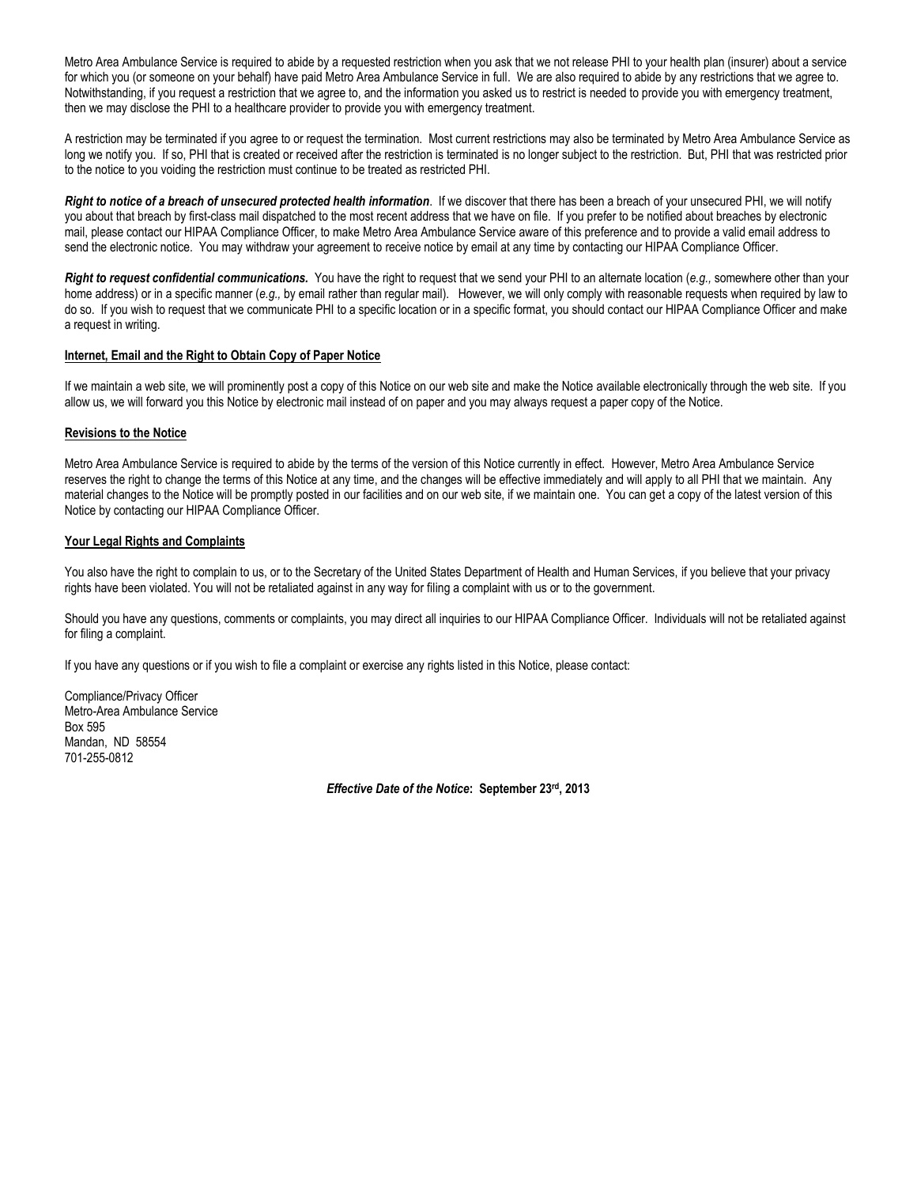Metro Area Ambulance Service is required to abide by a requested restriction when you ask that we not release PHI to your health plan (insurer) about a service for which you (or someone on your behalf) have paid Metro Area Ambulance Service in full. We are also required to abide by any restrictions that we agree to. Notwithstanding, if you request a restriction that we agree to, and the information you asked us to restrict is needed to provide you with emergency treatment, then we may disclose the PHI to a healthcare provider to provide you with emergency treatment.

A restriction may be terminated if you agree to or request the termination. Most current restrictions may also be terminated by Metro Area Ambulance Service as long we notify you. If so, PHI that is created or received after the restriction is terminated is no longer subject to the restriction. But, PHI that was restricted prior to the notice to you voiding the restriction must continue to be treated as restricted PHI.

***Right to notice of a breach of unsecured protected health information***. If we discover that there has been a breach of your unsecured PHI, we will notify you about that breach by first-class mail dispatched to the most recent address that we have on file. If you prefer to be notified about breaches by electronic mail, please contact our HIPAA Compliance Officer, to make Metro Area Ambulance Service aware of this preference and to provide a valid email address to send the electronic notice. You may withdraw your agreement to receive notice by email at any time by contacting our HIPAA Compliance Officer.

***Right to request confidential communications.*** You have the right to request that we send your PHI to an alternate location (*e.g.,* somewhere other than your home address) or in a specific manner (*e.g.,* by email rather than regular mail). However, we will only comply with reasonable requests when required by law to do so. If you wish to request that we communicate PHI to a specific location or in a specific format, you should contact our HIPAA Compliance Officer and make a request in writing.

**Internet, Email and the Right to Obtain Copy of Paper Notice**

If we maintain a web site, we will prominently post a copy of this Notice on our web site and make the Notice available electronically through the web site. If you allow us, we will forward you this Notice by electronic mail instead of on paper and you may always request a paper copy of the Notice.

**Revisions to the Notice**

Metro Area Ambulance Service is required to abide by the terms of the version of this Notice currently in effect. However, Metro Area Ambulance Service reserves the right to change the terms of this Notice at any time, and the changes will be effective immediately and will apply to all PHI that we maintain. Any material changes to the Notice will be promptly posted in our facilities and on our web site, if we maintain one. You can get a copy of the latest version of this Notice by contacting our HIPAA Compliance Officer.

**Your Legal Rights and Complaints**

You also have the right to complain to us, or to the Secretary of the United States Department of Health and Human Services, if you believe that your privacy rights have been violated. You will not be retaliated against in any way for filing a complaint with us or to the government.

Should you have any questions, comments or complaints, you may direct all inquiries to our HIPAA Compliance Officer. Individuals will not be retaliated against for filing a complaint.

If you have any questions or if you wish to file a complaint or exercise any rights listed in this Notice, please contact:

Compliance/Privacy Officer
Metro-Area Ambulance Service
Box 595
Mandan, ND 58554
701-255-0812

***Effective Date of the Notice*: September 23rd, 2013**